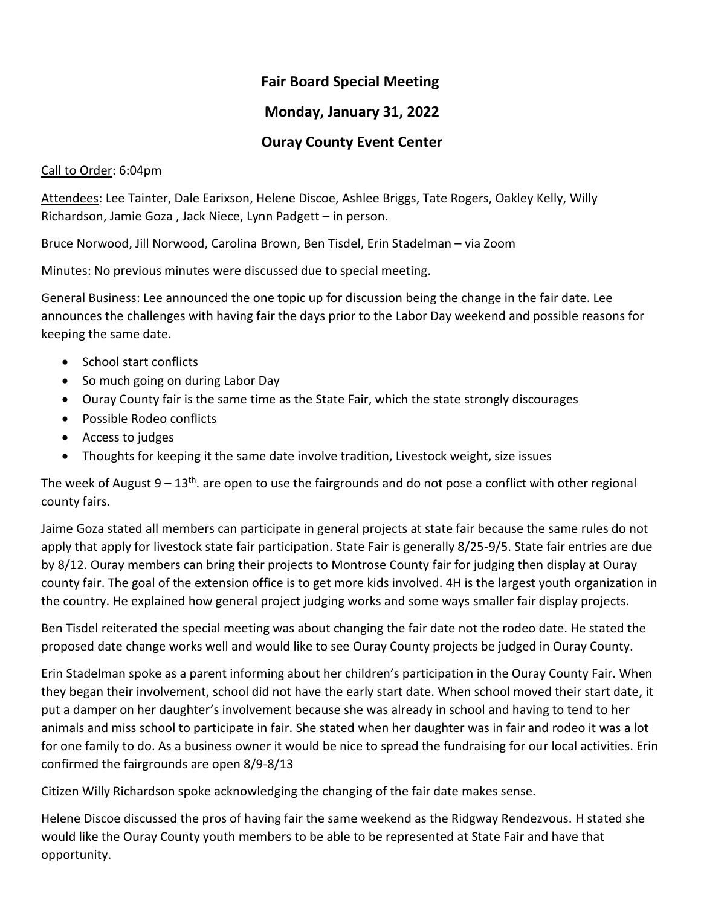# Fair Board Special Meeting

## Monday, January 31, 2022

## Ouray County Event Center

Call to Order: 6:04pm

Attendees: Lee Tainter, Dale Earixson, Helene Discoe, Ashlee Briggs, Tate Rogers, Oakley Kelly, Willy Richardson, Jamie Goza , Jack Niece, Lynn Padgett – in person.

Bruce Norwood, Jill Norwood, Carolina Brown, Ben Tisdel, Erin Stadelman – via Zoom

Minutes: No previous minutes were discussed due to special meeting.

General Business: Lee announced the one topic up for discussion being the change in the fair date. Lee announces the challenges with having fair the days prior to the Labor Day weekend and possible reasons for keeping the same date.

- School start conflicts
- So much going on during Labor Day
- Ouray County fair is the same time as the State Fair, which the state strongly discourages
- Possible Rodeo conflicts
- Access to judges
- Thoughts for keeping it the same date involve tradition, Livestock weight, size issues

The week of August 9 – 13th. are open to use the fairgrounds and do not pose a conflict with other regional county fairs.

Jaime Goza stated all members can participate in general projects at state fair because the same rules do not apply that apply for livestock state fair participation. State Fair is generally 8/25-9/5. State fair entries are due by 8/12. Ouray members can bring their projects to Montrose County fair for judging then display at Ouray county fair. The goal of the extension office is to get more kids involved. 4H is the largest youth organization in the country. He explained how general project judging works and some ways smaller fair display projects.

Ben Tisdel reiterated the special meeting was about changing the fair date not the rodeo date. He stated the proposed date change works well and would like to see Ouray County projects be judged in Ouray County.

Erin Stadelman spoke as a parent informing about her children's participation in the Ouray County Fair. When they began their involvement, school did not have the early start date. When school moved their start date, it put a damper on her daughter's involvement because she was already in school and having to tend to her animals and miss school to participate in fair. She stated when her daughter was in fair and rodeo it was a lot for one family to do. As a business owner it would be nice to spread the fundraising for our local activities. Erin confirmed the fairgrounds are open 8/9-8/13

Citizen Willy Richardson spoke acknowledging the changing of the fair date makes sense.

Helene Discoe discussed the pros of having fair the same weekend as the Ridgway Rendezvous. H stated she would like the Ouray County youth members to be able to be represented at State Fair and have that opportunity.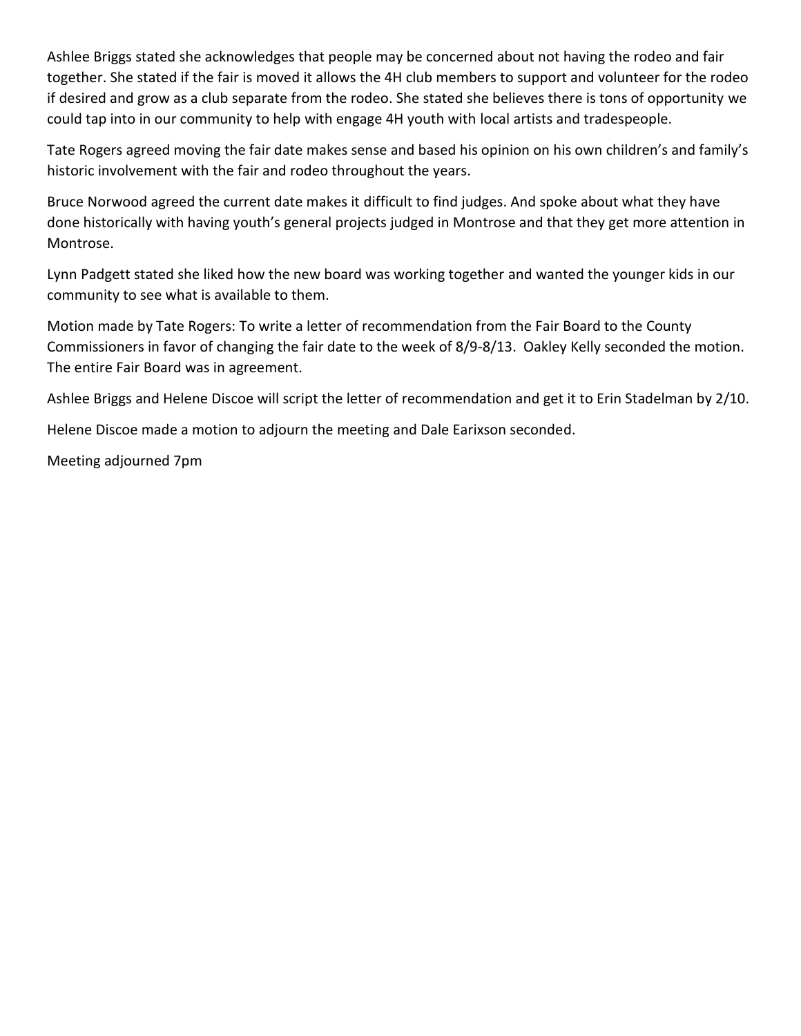Ashlee Briggs stated she acknowledges that people may be concerned about not having the rodeo and fair together. She stated if the fair is moved it allows the 4H club members to support and volunteer for the rodeo if desired and grow as a club separate from the rodeo. She stated she believes there is tons of opportunity we could tap into in our community to help with engage 4H youth with local artists and tradespeople.

Tate Rogers agreed moving the fair date makes sense and based his opinion on his own children's and family's historic involvement with the fair and rodeo throughout the years.

Bruce Norwood agreed the current date makes it difficult to find judges. And spoke about what they have done historically with having youth's general projects judged in Montrose and that they get more attention in Montrose.

Lynn Padgett stated she liked how the new board was working together and wanted the younger kids in our community to see what is available to them.

Motion made by Tate Rogers: To write a letter of recommendation from the Fair Board to the County Commissioners in favor of changing the fair date to the week of 8/9-8/13. Oakley Kelly seconded the motion. The entire Fair Board was in agreement.

Ashlee Briggs and Helene Discoe will script the letter of recommendation and get it to Erin Stadelman by 2/10.

Helene Discoe made a motion to adjourn the meeting and Dale Earixson seconded.

Meeting adjourned 7pm